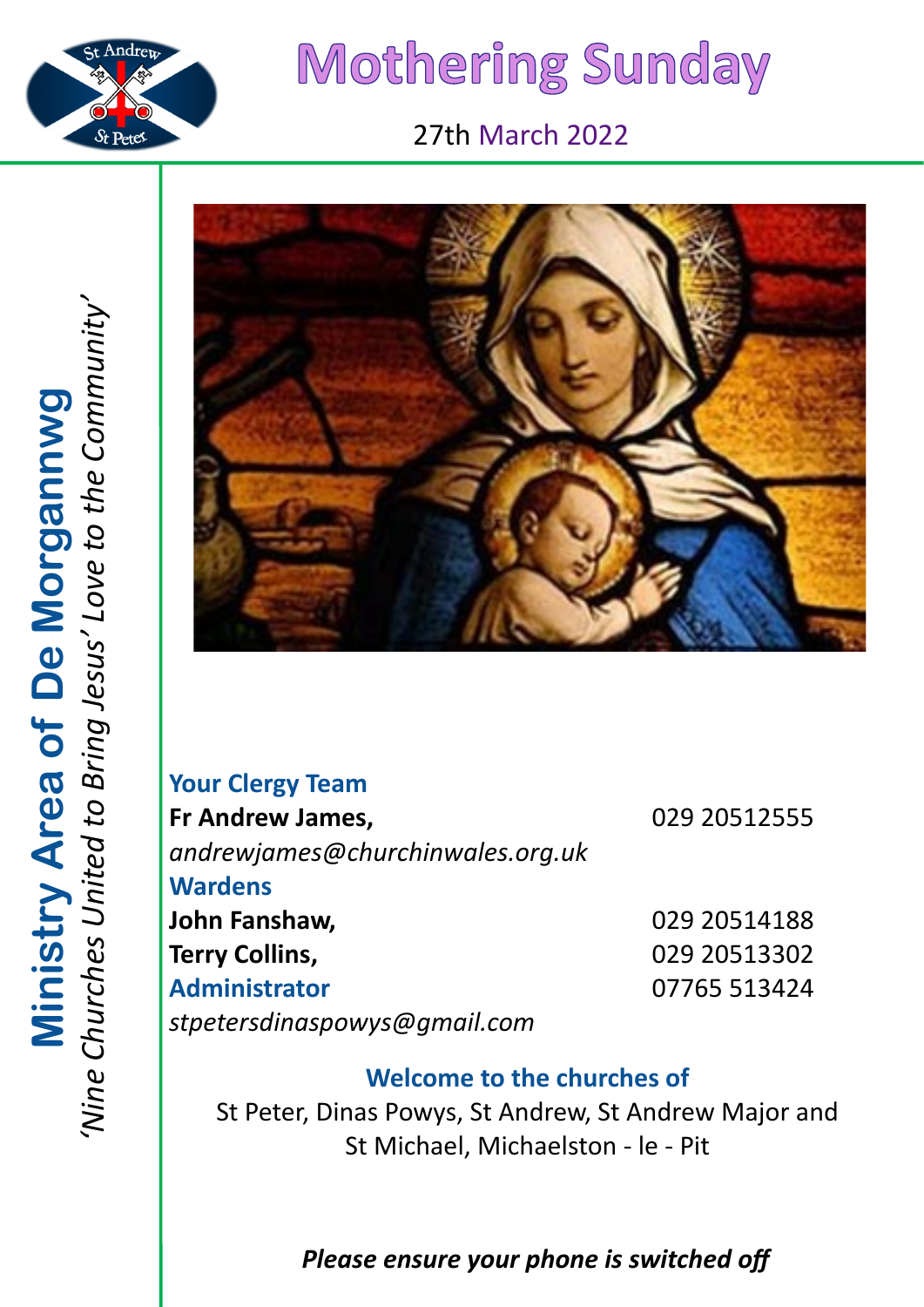# Mothering Sunday

27th March 2022

**Ministry Area of De Morgannwg**

*'Nine Churches United to Bring Jesus' Love to the Community'*

### Your Clergy Team

**Fr Andrew James,** 029 20512555

*andrewjames@churchinwales.org.uk*

### Wardens

**John Fanshaw,** 029 20514188

**Terry Collins,** 029 20513302

### Administrator

07765 513424

*stpetersdinaspowys@gmail.com*

### Welcome to the churches of

St Peter, Dinas Powys, St Andrew, St Andrew Major and St Michael, Michaelston - le - Pit

***Please ensure your phone is switched off***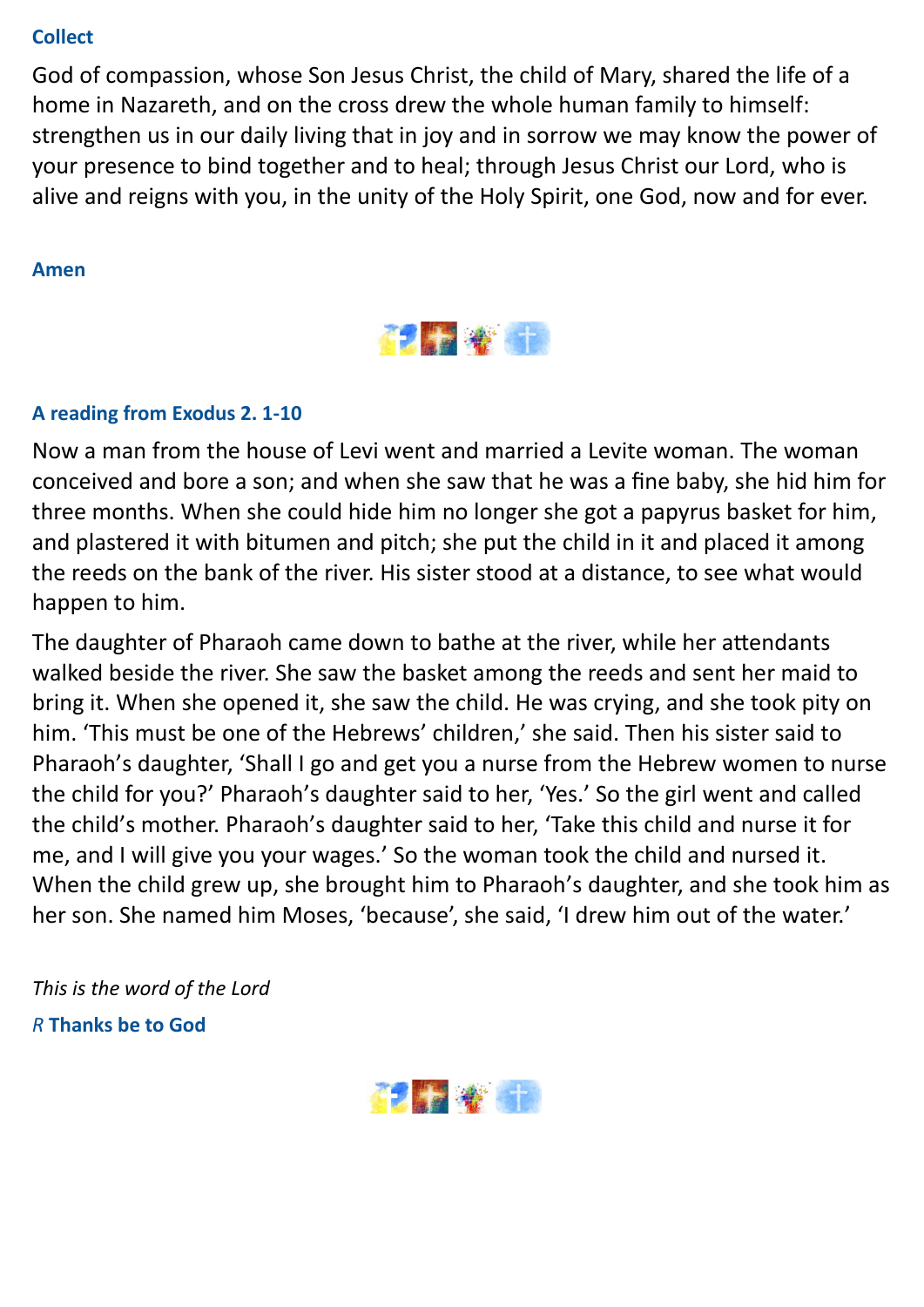### Collect

God of compassion, whose Son Jesus Christ, the child of Mary, shared the life of a home in Nazareth, and on the cross drew the whole human family to himself: strengthen us in our daily living that in joy and in sorrow we may know the power of your presence to bind together and to heal; through Jesus Christ our Lord, who is alive and reigns with you, in the unity of the Holy Spirit, one God, now and for ever.

**Amen**

### A reading from Exodus 2. 1-10

Now a man from the house of Levi went and married a Levite woman. The woman conceived and bore a son; and when she saw that he was a fine baby, she hid him for three months. When she could hide him no longer she got a papyrus basket for him, and plastered it with bitumen and pitch; she put the child in it and placed it among the reeds on the bank of the river. His sister stood at a distance, to see what would happen to him.

The daughter of Pharaoh came down to bathe at the river, while her attendants walked beside the river. She saw the basket among the reeds and sent her maid to bring it. When she opened it, she saw the child. He was crying, and she took pity on him. 'This must be one of the Hebrews' children,' she said. Then his sister said to Pharaoh's daughter, 'Shall I go and get you a nurse from the Hebrew women to nurse the child for you?' Pharaoh's daughter said to her, 'Yes.' So the girl went and called the child's mother. Pharaoh's daughter said to her, 'Take this child and nurse it for me, and I will give you your wages.' So the woman took the child and nursed it. When the child grew up, she brought him to Pharaoh's daughter, and she took him as her son. She named him Moses, 'because', she said, 'I drew him out of the water.'

*This is the word of the Lord*

*R* **Thanks be to God**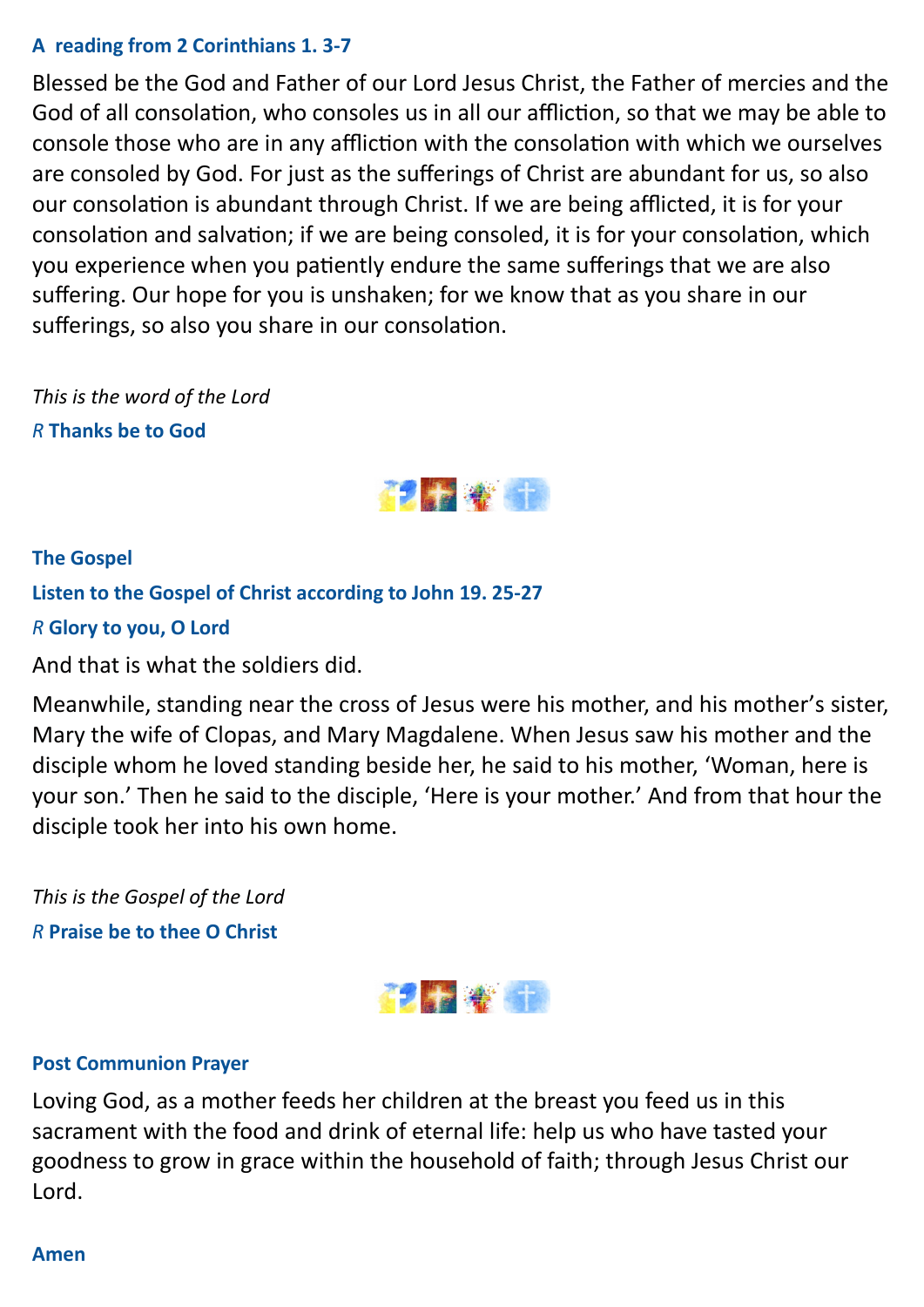**A reading from 2 Corinthians 1. 3-7**

Blessed be the God and Father of our Lord Jesus Christ, the Father of mercies and the God of all consolation, who consoles us in all our affliction, so that we may be able to console those who are in any affliction with the consolation with which we ourselves are consoled by God. For just as the sufferings of Christ are abundant for us, so also our consolation is abundant through Christ. If we are being afflicted, it is for your consolation and salvation; if we are being consoled, it is for your consolation, which you experience when you patiently endure the same sufferings that we are also suffering. Our hope for you is unshaken; for we know that as you share in our sufferings, so also you share in our consolation.

*This is the word of the Lord*

*R* **Thanks be to God**

**The Gospel**

**Listen to the Gospel of Christ according to John 19. 25-27**

*R* **Glory to you, O Lord**

And that is what the soldiers did.

Meanwhile, standing near the cross of Jesus were his mother, and his mother's sister, Mary the wife of Clopas, and Mary Magdalene. When Jesus saw his mother and the disciple whom he loved standing beside her, he said to his mother, 'Woman, here is your son.' Then he said to the disciple, 'Here is your mother.' And from that hour the disciple took her into his own home.

*This is the Gospel of the Lord*

*R* **Praise be to thee O Christ**

**Post Communion Prayer**

Loving God, as a mother feeds her children at the breast you feed us in this sacrament with the food and drink of eternal life: help us who have tasted your goodness to grow in grace within the household of faith; through Jesus Christ our Lord.

**Amen**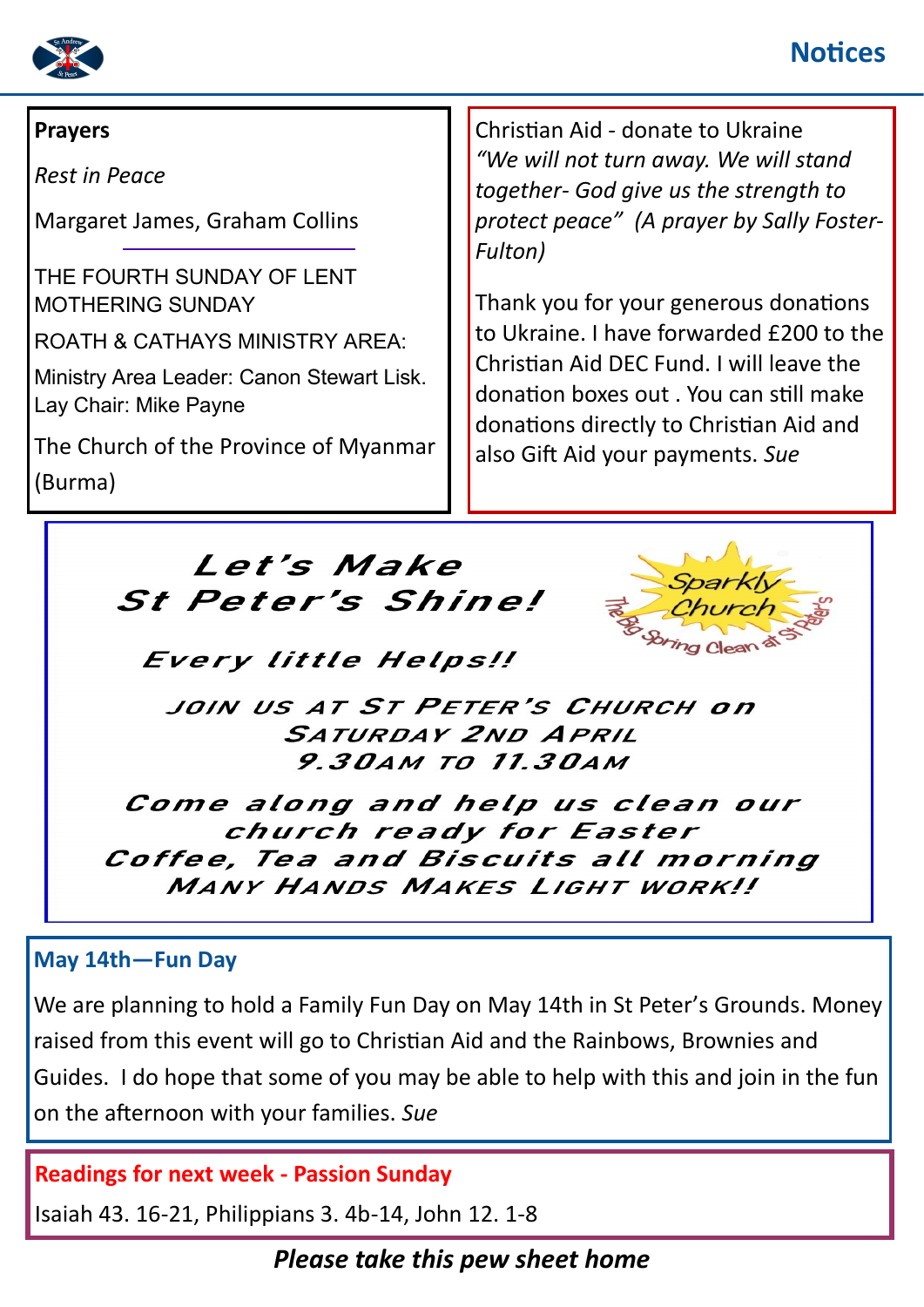# Notices

**Prayers**

*Rest in Peace*

Margaret James, Graham Collins

THE FOURTH SUNDAY OF LENT
MOTHERING SUNDAY

ROATH & CATHAYS MINISTRY AREA:

Ministry Area Leader: Canon Stewart Lisk.
Lay Chair: Mike Payne

The Church of the Province of Myanmar (Burma)

Christian Aid - donate to Ukraine
*"We will not turn away. We will stand together- God give us the strength to protect peace" (A prayer by Sally Foster-Fulton)*

Thank you for your generous donations to Ukraine. I have forwarded £200 to the Christian Aid DEC Fund. I will leave the donation boxes out . You can still make donations directly to Christian Aid and also Gift Aid your payments. *Sue*

## Let's Make St Peter's Shine!

Sparkly Church
The Big Spring Clean at St Peter's

**Every little Helps!!**

JOIN US AT ST PETER'S CHURCH on
SATURDAY 2ND APRIL
9.30AM TO 11.30AM

Come along and help us clean our church ready for Easter
Coffee, Tea and Biscuits all morning
MANY HANDS MAKES LIGHT WORK!!

**May 14th—Fun Day**

We are planning to hold a Family Fun Day on May 14th in St Peter's Grounds. Money raised from this event will go to Christian Aid and the Rainbows, Brownies and Guides. I do hope that some of you may be able to help with this and join in the fun on the afternoon with your families. *Sue*

**Readings for next week - Passion Sunday**

Isaiah 43. 16-21, Philippians 3. 4b-14, John 12. 1-8

***Please take this pew sheet home***